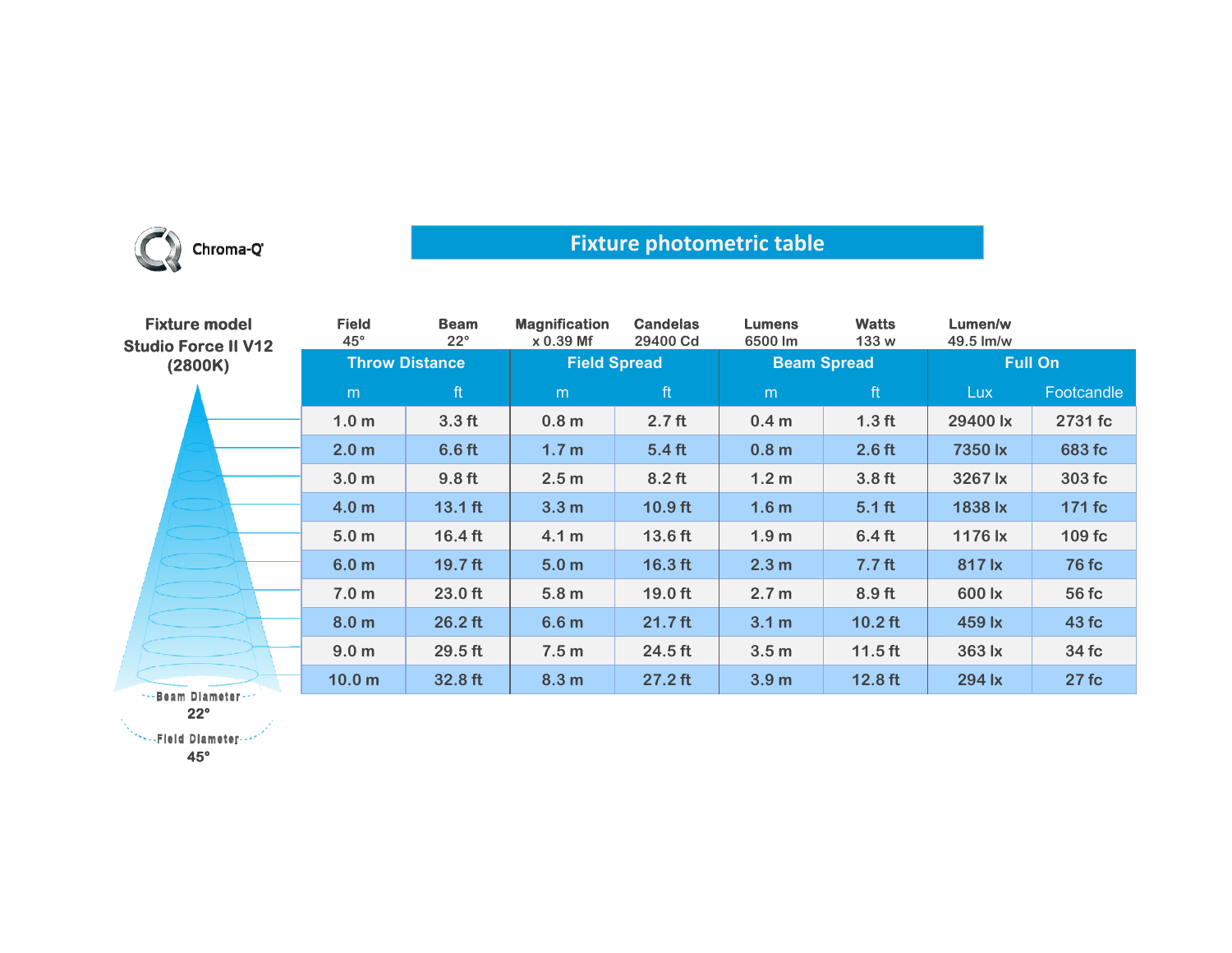Chroma-Q

# Fixture photometric table

**Fixture model**
**Studio Force II V12**
**(2800K)**

| Field | Beam | Magnification | Candelas | Lumens | Watts | Lumen/w |
|---|---|---|---|---|---|---|
| 45° | 22° | x 0.39 Mf | 29400 Cd | 6500 lm | 133 w | 49.5 lm/w |

| Throw Distance | | Field Spread | | Beam Spread | | Full On | |
|---|---|---|---|---|---|---|---|
| m | ft | m | ft | m | ft | Lux | Footcandle |
| 1.0 m | 3.3 ft | 0.8 m | 2.7 ft | 0.4 m | 1.3 ft | 29400 lx | 2731 fc |
| 2.0 m | 6.6 ft | 1.7 m | 5.4 ft | 0.8 m | 2.6 ft | 7350 lx | 683 fc |
| 3.0 m | 9.8 ft | 2.5 m | 8.2 ft | 1.2 m | 3.8 ft | 3267 lx | 303 fc |
| 4.0 m | 13.1 ft | 3.3 m | 10.9 ft | 1.6 m | 5.1 ft | 1838 lx | 171 fc |
| 5.0 m | 16.4 ft | 4.1 m | 13.6 ft | 1.9 m | 6.4 ft | 1176 lx | 109 fc |
| 6.0 m | 19.7 ft | 5.0 m | 16.3 ft | 2.3 m | 7.7 ft | 817 lx | 76 fc |
| 7.0 m | 23.0 ft | 5.8 m | 19.0 ft | 2.7 m | 8.9 ft | 600 lx | 56 fc |
| 8.0 m | 26.2 ft | 6.6 m | 21.7 ft | 3.1 m | 10.2 ft | 459 lx | 43 fc |
| 9.0 m | 29.5 ft | 7.5 m | 24.5 ft | 3.5 m | 11.5 ft | 363 lx | 34 fc |
| 10.0 m | 32.8 ft | 8.3 m | 27.2 ft | 3.9 m | 12.8 ft | 294 lx | 27 fc |

Beam Diameter
22°

Field Diameter
45°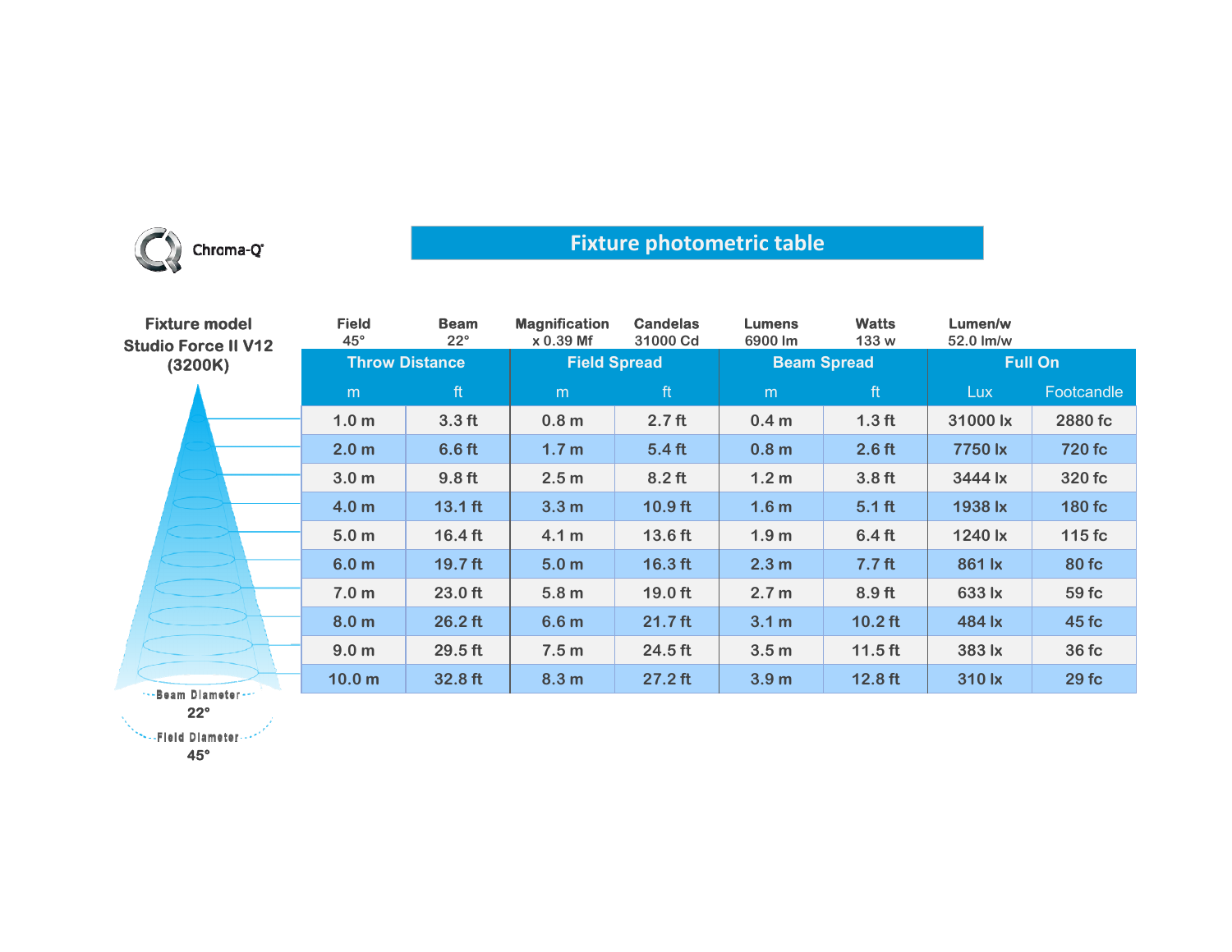Chroma-Q

## Fixture photometric table

**Fixture model**
**Studio Force II V12**
**(3200K)**

| Field | Beam | Magnification | Candelas | Lumens | Watts | Lumen/w |
|---|---|---|---|---|---|---|
| 45° | 22° | x 0.39 Mf | 31000 Cd | 6900 lm | 133 w | 52.0 lm/w |

| Throw Distance | | Field Spread | | Beam Spread | | Full On | |
|---|---|---|---|---|---|---|---|
| m | ft | m | ft | m | ft | Lux | Footcandle |
| 1.0 m | 3.3 ft | 0.8 m | 2.7 ft | 0.4 m | 1.3 ft | 31000 lx | 2880 fc |
| 2.0 m | 6.6 ft | 1.7 m | 5.4 ft | 0.8 m | 2.6 ft | 7750 lx | 720 fc |
| 3.0 m | 9.8 ft | 2.5 m | 8.2 ft | 1.2 m | 3.8 ft | 3444 lx | 320 fc |
| 4.0 m | 13.1 ft | 3.3 m | 10.9 ft | 1.6 m | 5.1 ft | 1938 lx | 180 fc |
| 5.0 m | 16.4 ft | 4.1 m | 13.6 ft | 1.9 m | 6.4 ft | 1240 lx | 115 fc |
| 6.0 m | 19.7 ft | 5.0 m | 16.3 ft | 2.3 m | 7.7 ft | 861 lx | 80 fc |
| 7.0 m | 23.0 ft | 5.8 m | 19.0 ft | 2.7 m | 8.9 ft | 633 lx | 59 fc |
| 8.0 m | 26.2 ft | 6.6 m | 21.7 ft | 3.1 m | 10.2 ft | 484 lx | 45 fc |
| 9.0 m | 29.5 ft | 7.5 m | 24.5 ft | 3.5 m | 11.5 ft | 383 lx | 36 fc |
| 10.0 m | 32.8 ft | 8.3 m | 27.2 ft | 3.9 m | 12.8 ft | 310 lx | 29 fc |

Beam Diameter 22°

Field Diameter 45°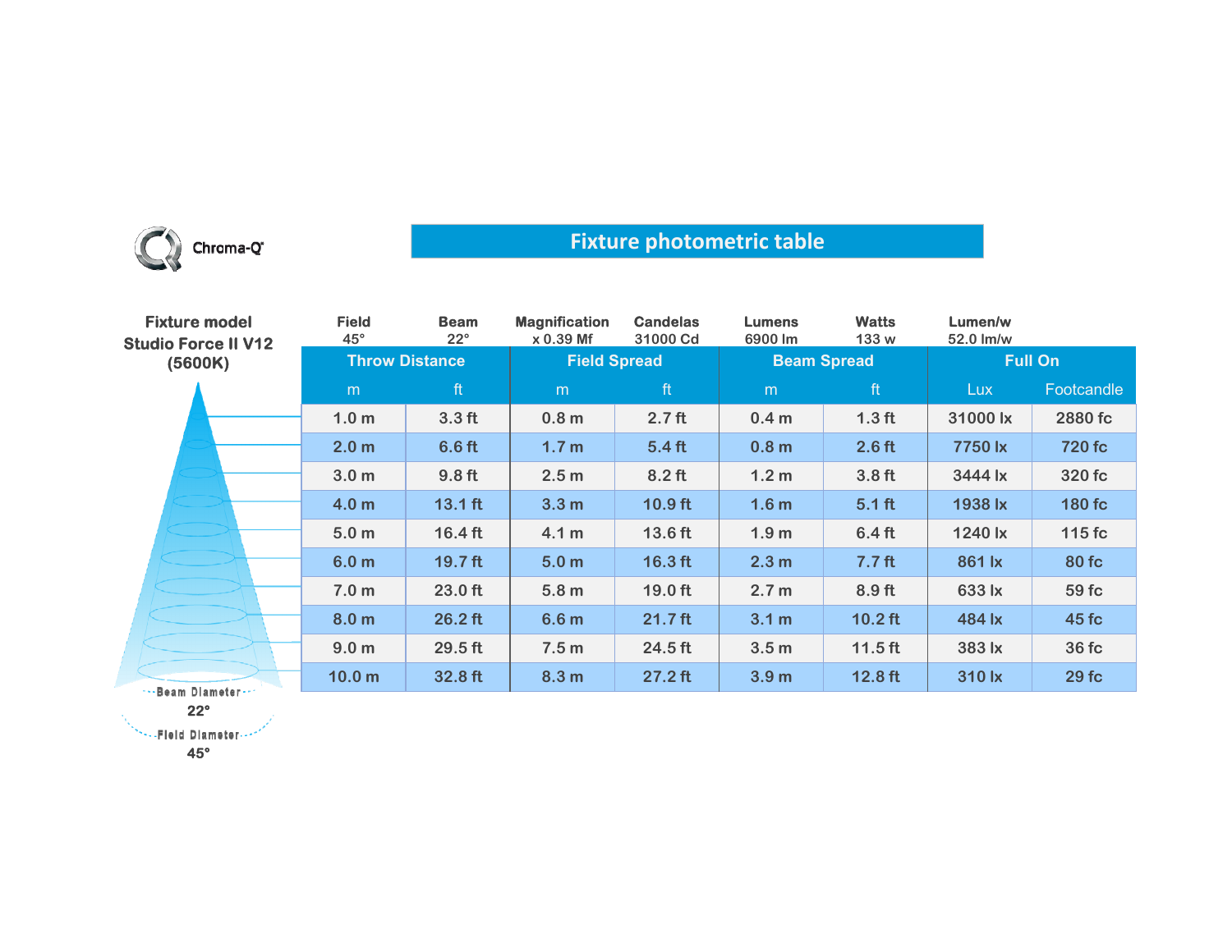Chroma-Q®

# Fixture photometric table

**Fixture model**
**Studio Force II V12**
**(5600K)**

| **Field** | **Beam** | **Magnification** | **Candelas** | **Lumens** | **Watts** | **Lumen/w** |
|---|---|---|---|---|---|---|
| 45° | 22° | x 0.39 Mf | 31000 Cd | 6900 lm | 133 w | 52.0 lm/w |

| Throw Distance | | Field Spread | | Beam Spread | | Full On | |
|---|---|---|---|---|---|---|---|
| m | ft | m | ft | m | ft | Lux | Footcandle |
| 1.0 m | 3.3 ft | 0.8 m | 2.7 ft | 0.4 m | 1.3 ft | 31000 lx | 2880 fc |
| 2.0 m | 6.6 ft | 1.7 m | 5.4 ft | 0.8 m | 2.6 ft | 7750 lx | 720 fc |
| 3.0 m | 9.8 ft | 2.5 m | 8.2 ft | 1.2 m | 3.8 ft | 3444 lx | 320 fc |
| 4.0 m | 13.1 ft | 3.3 m | 10.9 ft | 1.6 m | 5.1 ft | 1938 lx | 180 fc |
| 5.0 m | 16.4 ft | 4.1 m | 13.6 ft | 1.9 m | 6.4 ft | 1240 lx | 115 fc |
| 6.0 m | 19.7 ft | 5.0 m | 16.3 ft | 2.3 m | 7.7 ft | 861 lx | 80 fc |
| 7.0 m | 23.0 ft | 5.8 m | 19.0 ft | 2.7 m | 8.9 ft | 633 lx | 59 fc |
| 8.0 m | 26.2 ft | 6.6 m | 21.7 ft | 3.1 m | 10.2 ft | 484 lx | 45 fc |
| 9.0 m | 29.5 ft | 7.5 m | 24.5 ft | 3.5 m | 11.5 ft | 383 lx | 36 fc |
| 10.0 m | 32.8 ft | 8.3 m | 27.2 ft | 3.9 m | 12.8 ft | 310 lx | 29 fc |

Beam Diameter
22°
Field Diameter
45°